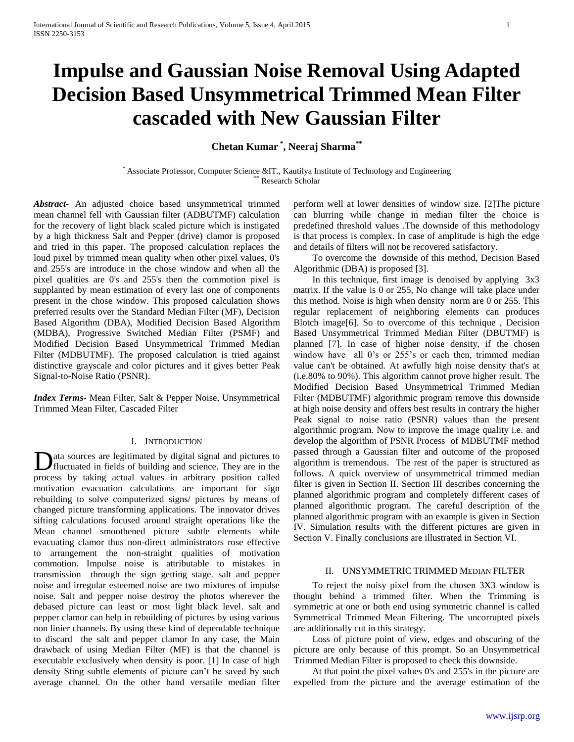# Impulse and Gaussian Noise Removal Using Adapted Decision Based Unsymmetrical Trimmed Mean Filter cascaded with New Gaussian Filter

**Chetan Kumar [*], Neeraj Sharma [**]**

[*] Associate Professor, Computer Science &IT., Kautilya Institute of Technology and Engineering
[**] Research Scholar

***Abstract***- An adjusted choice based unsymmetrical trimmed mean channel fell with Gaussian filter (ADBUTMF) calculation for the recovery of light black scaled picture which is instigated by a high thickness Salt and Pepper (drive) clamor is proposed and tried in this paper. The proposed calculation replaces the loud pixel by trimmed mean quality when other pixel values, 0's and 255's are introduce in the chose window and when all the pixel qualities are 0's and 255's then the commotion pixel is supplanted by mean estimation of every last one of components present in the chose window. This proposed calculation shows preferred results over the Standard Median Filter (MF), Decision Based Algorithm (DBA), Modified Decision Based Algorithm (MDBA), Progressive Switched Median Filter (PSMF) and Modified Decision Based Unsymmetrical Trimmed Median Filter (MDBUTMF). The proposed calculation is tried against distinctive grayscale and color pictures and it gives better Peak Signal-to-Noise Ratio (PSNR).

***Index Terms***- Mean Filter, Salt & Pepper Noise, Unsymmetrical Trimmed Mean Filter, Cascaded Filter

## I. Introduction

Data sources are legitimated by digital signal and pictures to fluctuated in fields of building and science. They are in the process by taking actual values in arbitrary position called motivation evacuation calculations are important for sign rebuilding to solve computerized signs/ pictures by means of changed picture transforming applications. The innovator drives sifting calculations focused around straight operations like the Mean channel smoothened picture subtle elements while evacuating clamor thus non-direct administrators rose effective to arrangement the non-straight qualities of motivation commotion. Impulse noise is attributable to mistakes in transmission through the sign getting stage. salt and pepper noise and irregular esteemed noise are two mixtures of impulse noise. Salt and pepper noise destroy the photos wherever the debased picture can least or most light black level. salt and pepper clamor channels can help in rebuilding of pictures by using various non linier channels. By using these kind of dependable technique to discard the salt and pepper clamor In any case, the Main drawback of using Median Filter (MF) is that the channel is executable exclusively when density is poor. [1] In case of high density Sting subtle elements of picture can't be saved by such average channel. On the other hand versatile median filter perform well at lower densities of window size. [2]The picture can blurring while change in median filter the choice is predefined threshold values .The downside of this methodology is that process is complex. In case of amplitude is high the edge and details of filters will not be recovered satisfactory.

To overcome the downside of this method, Decision Based Algorithmic (DBA) is proposed [3].

In this technique, first image is denoised by applying 3x3 matrix. If the value is 0 or 255, No change will take place under this method. Noise is high when density norm are 0 or 255. This regular replacement of neighboring elements can produces Blotch image[6]. So to overcome of this technique , Decision Based Unsymmetrical Trimmed Median Filter (DBUTMF) is planned [7]. In case of higher noise density, if the chosen window have all 0's or 255's or each then, trimmed median value can't be obtained. At awfully high noise density that's at (i.e.80% to 90%). This algorithm cannot prove higher result. The Modified Decision Based Unsymmetrical Trimmed Median Filter (MDBUTMF) algorithmic program remove this downside at high noise density and offers best results in contrary the higher Peak signal to noise ratio (PSNR) values than the present algorithmic program. Now to improve the image quality i.e. and develop the algorithm of PSNR Process of MDBUTMF method passed through a Gaussian filter and outcome of the proposed algorithm is tremendous. The rest of the paper is structured as follows. A quick overview of unsymmetrical trimmed median filter is given in Section II. Section III describes concerning the planned algorithmic program and completely different cases of planned algorithmic program. The careful description of the planned algorithmic program with an example is given in Section IV. Simulation results with the different pictures are given in Section V. Finally conclusions are illustrated in Section VI.

## II. Unsymmetric Trimmed Median Filter

To reject the noisy pixel from the chosen 3X3 window is thought behind a trimmed filter. When the Trimming is symmetric at one or both end using symmetric channel is called Symmetrical Trimmed Mean Filtering. The uncorrupted pixels are additionally cut in this strategy.

Loss of picture point of view, edges and obscuring of the picture are only because of this prompt. So an Unsymmetrical Trimmed Median Filter is proposed to check this downside.

At that point the pixel values 0's and 255's in the picture are expelled from the picture and the average estimation of the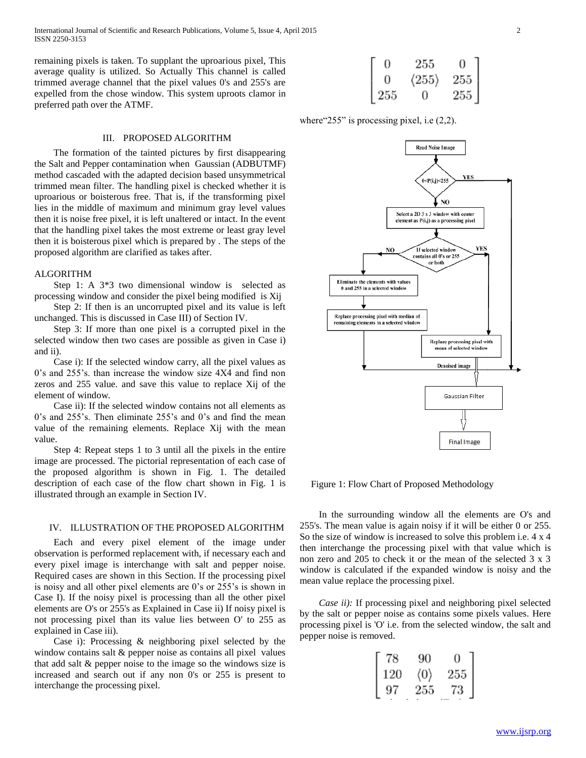remaining pixels is taken. To supplant the uproarious pixel, This average quality is utilized. So Actually This channel is called trimmed average channel that the pixel values 0's and 255's are expelled from the chose window. This system uproots clamor in preferred path over the ATMF.

## III. PROPOSED ALGORITHM

The formation of the tainted pictures by first disappearing the Salt and Pepper contamination when Gaussian (ADBUTMF) method cascaded with the adapted decision based unsymmetrical trimmed mean filter. The handling pixel is checked whether it is uproarious or boisterous free. That is, if the transforming pixel lies in the middle of maximum and minimum gray level values then it is noise free pixel, it is left unaltered or intact. In the event that the handling pixel takes the most extreme or least gray level then it is boisterous pixel which is prepared by . The steps of the proposed algorithm are clarified as takes after.

ALGORITHM

Step 1: A 3*3 two dimensional window is selected as processing window and consider the pixel being modified is Xij

Step 2: If then is an uncorrupted pixel and its value is left unchanged. This is discussed in Case III) of Section IV.

Step 3: If more than one pixel is a corrupted pixel in the selected window then two cases are possible as given in Case i) and ii).

Case i): If the selected window carry, all the pixel values as 0's and 255's. than increase the window size 4X4 and find non zeros and 255 value. and save this value to replace Xij of the element of window.

Case ii): If the selected window contains not all elements as 0's and 255's. Then eliminate 255's and 0's and find the mean value of the remaining elements. Replace Xij with the mean value.

Step 4: Repeat steps 1 to 3 until all the pixels in the entire image are processed. The pictorial representation of each case of the proposed algorithm is shown in Fig. 1. The detailed description of each case of the flow chart shown in Fig. 1 is illustrated through an example in Section IV.

## IV. ILLUSTRATION OF THE PROPOSED ALGORITHM

Each and every pixel element of the image under observation is performed replacement with, if necessary each and every pixel image is interchange with salt and pepper noise. Required cases are shown in this Section. If the processing pixel is noisy and all other pixel elements are 0's or 255's is shown in Case I). If the noisy pixel is processing than all the other pixel elements are O's or 255's as Explained in Case ii) If noisy pixel is not processing pixel than its value lies between O' to 255 as explained in Case iii).

Case i): Processing & neighboring pixel selected by the window contains salt & pepper noise as contains all pixel values that add salt & pepper noise to the image so the windows size is increased and search out if any non 0's or 255 is present to interchange the processing pixel.

$$\begin{bmatrix} 0 & 255 & 0 \\ 0 & \langle 255 \rangle & 255 \\ 255 & 0 & 255 \end{bmatrix}$$

where"255" is processing pixel, i.e (2,2).

Read Noise Image → $0<P(i,j)<255$ — YES → Denoised image; NO → Select a 2D 3 x 3 window with center element as P(i,j) as a processing pixel → If selected window contains all 0's or 255 or both — NO → Eliminate the elements with values 0 and 255 in a selected window → Replace processing pixel with median of remaining elements in a selected window → Denoised image; YES → Replace processing pixel with mean of selected window → Denoised image → Gaussian Filter → Final Image

Figure 1: Flow Chart of Proposed Methodology

In the surrounding window all the elements are O's and 255's. The mean value is again noisy if it will be either 0 or 255. So the size of window is increased to solve this problem i.e. 4 x 4 then interchange the processing pixel with that value which is non zero and 205 to check it or the mean of the selected 3 x 3 window is calculated if the expanded window is noisy and the mean value replace the processing pixel.

*Case ii):* If processing pixel and neighboring pixel selected by the salt or pepper noise as contains some pixels values. Here processing pixel is 'O' i.e. from the selected window, the salt and pepper noise is removed.

$$\begin{bmatrix} 78 & 90 & 0 \\ 120 & \langle 0 \rangle & 255 \\ 97 & 255 & 73 \end{bmatrix}$$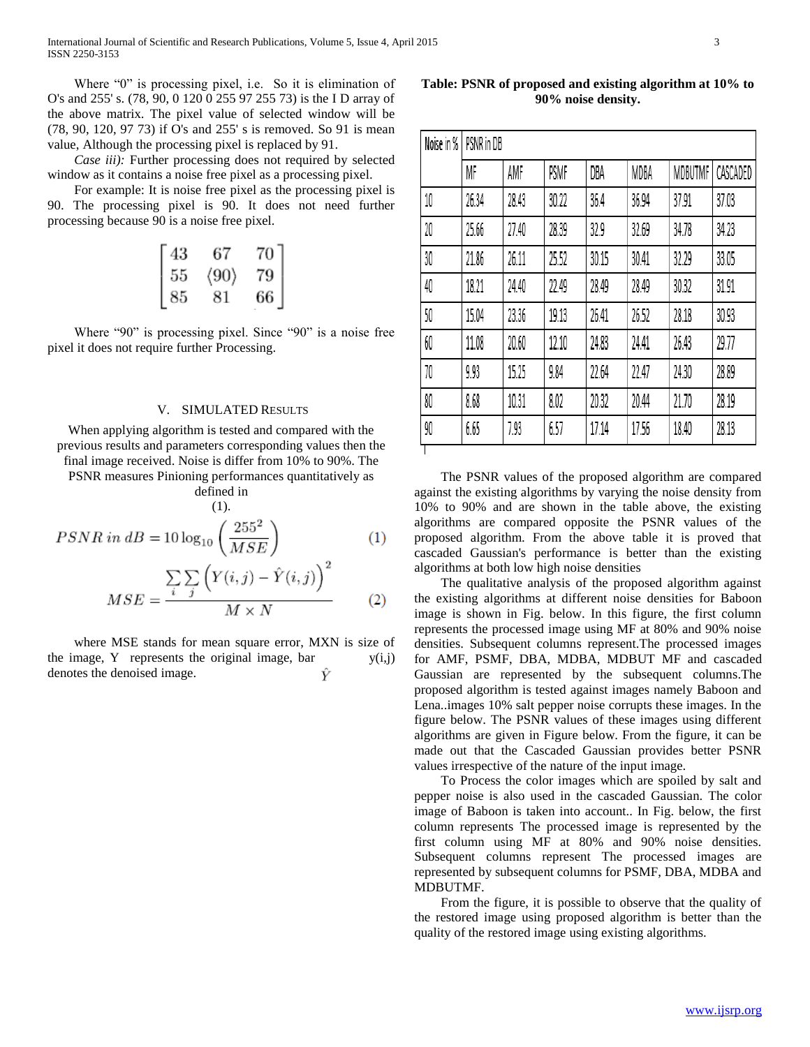Where "0" is processing pixel, i.e. So it is elimination of O's and 255' s. (78, 90, 0 120 0 255 97 255 73) is the I D array of the above matrix. The pixel value of selected window will be (78, 90, 120, 97 73) if O's and 255' s is removed. So 91 is mean value, Although the processing pixel is replaced by 91.

*Case iii):* Further processing does not required by selected window as it contains a noise free pixel as a processing pixel.

For example: It is noise free pixel as the processing pixel is 90. The processing pixel is 90. It does not need further processing because 90 is a noise free pixel.

$$\begin{bmatrix} 43 & 67 & 70 \\ 55 & \langle 90 \rangle & 79 \\ 85 & 81 & 66 \end{bmatrix}$$

Where "90" is processing pixel. Since "90" is a noise free pixel it does not require further Processing.

## V. SIMULATED RESULTS

When applying algorithm is tested and compared with the previous results and parameters corresponding values then the final image received. Noise is differ from 10% to 90%. The PSNR measures Pinioning performances quantitatively as defined in (1).

$$PSNR\ in\ dB = 10\log_{10}\left(\frac{255^2}{MSE}\right) \qquad (1)$$

$$MSE = \frac{\sum_i \sum_j \left(Y(i,j) - \hat{Y}(i,j)\right)^2}{M \times N} \qquad (2)$$

where MSE stands for mean square error, MXN is size of the image, Y represents the original image, bar y(i,j) $\hat{Y}$ denotes the denoised image.

**Table: PSNR of proposed and existing algorithm at 10% to 90% noise density.**

| Noise in % | PSNR in DB | | | | | | |
|---|---|---|---|---|---|---|---|
| | MF | AMF | PSMF | DBA | MDBA | MDBUTMF | CASCADED |
| 10 | 26.34 | 28.43 | 30.22 | 36.4 | 36.94 | 37.91 | 37.03 |
| 20 | 25.66 | 27.40 | 28.39 | 32.9 | 32.69 | 34.78 | 34.23 |
| 30 | 21.86 | 26.11 | 25.52 | 30.15 | 30.41 | 32.29 | 33.05 |
| 40 | 18.21 | 24.40 | 22.49 | 28.49 | 28.49 | 30.32 | 31.91 |
| 50 | 15.04 | 23.36 | 19.13 | 26.41 | 26.52 | 28.18 | 30.93 |
| 60 | 11.08 | 20.60 | 12.10 | 24.83 | 24.41 | 26.43 | 29.77 |
| 70 | 9.93 | 15.25 | 9.84 | 22.64 | 22.47 | 24.30 | 28.89 |
| 80 | 8.68 | 10.31 | 8.02 | 20.32 | 20.44 | 21.70 | 28.19 |
| 90 | 6.65 | 7.93 | 6.57 | 17.14 | 17.56 | 18.40 | 28.13 |

The PSNR values of the proposed algorithm are compared against the existing algorithms by varying the noise density from 10% to 90% and are shown in the table above, the existing algorithms are compared opposite the PSNR values of the proposed algorithm. From the above table it is proved that cascaded Gaussian's performance is better than the existing algorithms at both low high noise densities

The qualitative analysis of the proposed algorithm against the existing algorithms at different noise densities for Baboon image is shown in Fig. below. In this figure, the first column represents the processed image using MF at 80% and 90% noise densities. Subsequent columns represent.The processed images for AMF, PSMF, DBA, MDBA, MDBUT MF and cascaded Gaussian are represented by the subsequent columns.The proposed algorithm is tested against images namely Baboon and Lena..images 10% salt pepper noise corrupts these images. In the figure below. The PSNR values of these images using different algorithms are given in Figure below. From the figure, it can be made out that the Cascaded Gaussian provides better PSNR values irrespective of the nature of the input image.

To Process the color images which are spoiled by salt and pepper noise is also used in the cascaded Gaussian. The color image of Baboon is taken into account.. In Fig. below, the first column represents The processed image is represented by the first column using MF at 80% and 90% noise densities. Subsequent columns represent The processed images are represented by subsequent columns for PSMF, DBA, MDBA and MDBUTMF.

From the figure, it is possible to observe that the quality of the restored image using proposed algorithm is better than the quality of the restored image using existing algorithms.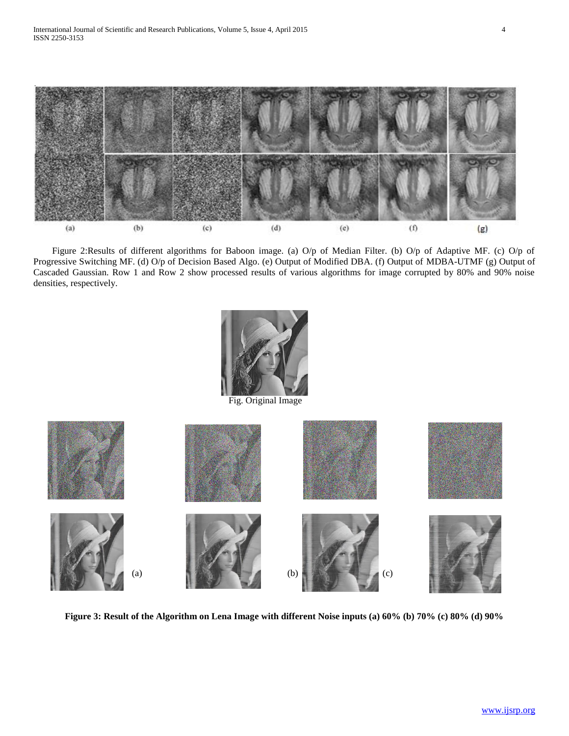(a) (b) (c) (d) (e) (f) (g)

Figure 2:Results of different algorithms for Baboon image. (a) O/p of Median Filter. (b) O/p of Adaptive MF. (c) O/p of Progressive Switching MF. (d) O/p of Decision Based Algo. (e) Output of Modified DBA. (f) Output of MDBA-UTMF (g) Output of Cascaded Gaussian. Row 1 and Row 2 show processed results of various algorithms for image corrupted by 80% and 90% noise densities, respectively.

Fig. Original Image

(a) (b) (c)

**Figure 3: Result of the Algorithm on Lena Image with different Noise inputs (a) 60% (b) 70% (c) 80% (d) 90%**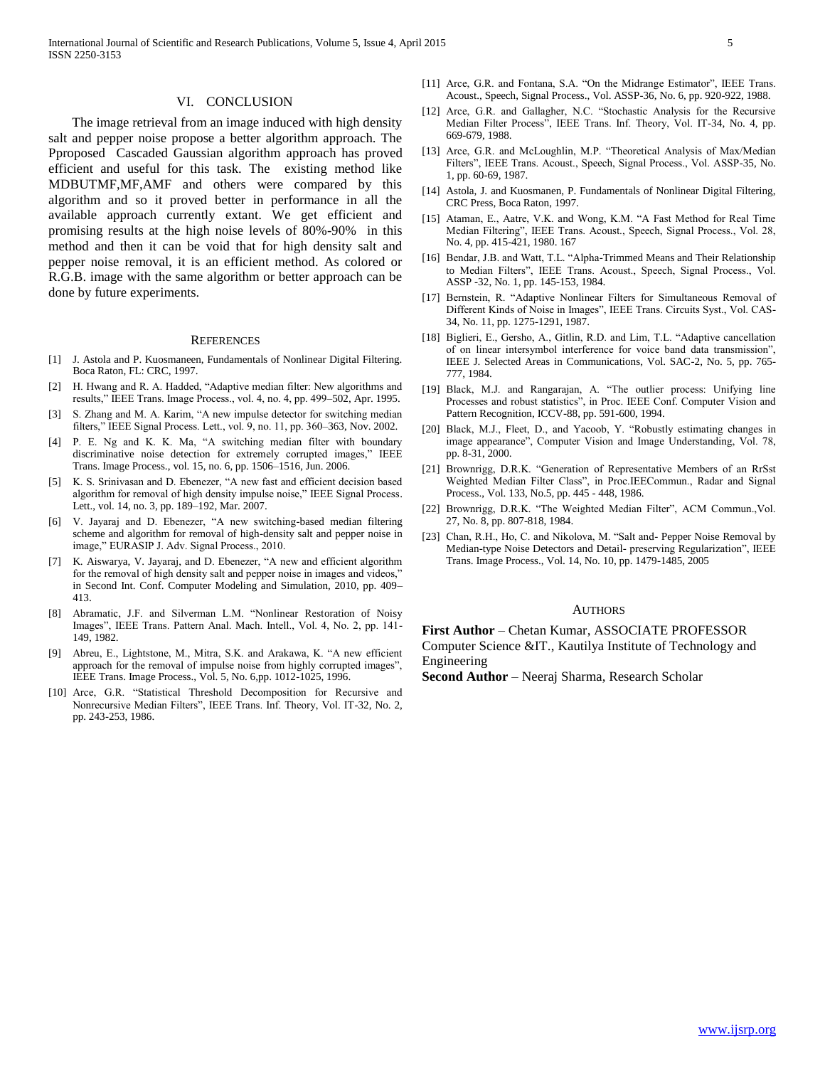## VI. CONCLUSION

The image retrieval from an image induced with high density salt and pepper noise propose a better algorithm approach. The Pproposed Cascaded Gaussian algorithm approach has proved efficient and useful for this task. The existing method like MDBUTMF,MF,AMF and others were compared by this algorithm and so it proved better in performance in all the available approach currently extant. We get efficient and promising results at the high noise levels of 80%-90% in this method and then it can be void that for high density salt and pepper noise removal, it is an efficient method. As colored or R.G.B. image with the same algorithm or better approach can be done by future experiments.

## REFERENCES

[1] J. Astola and P. Kuosmaneen, Fundamentals of Nonlinear Digital Filtering. Boca Raton, FL: CRC, 1997.

[2] H. Hwang and R. A. Hadded, "Adaptive median filter: New algorithms and results," IEEE Trans. Image Process., vol. 4, no. 4, pp. 499–502, Apr. 1995.

[3] S. Zhang and M. A. Karim, "A new impulse detector for switching median filters," IEEE Signal Process. Lett., vol. 9, no. 11, pp. 360–363, Nov. 2002.

[4] P. E. Ng and K. K. Ma, "A switching median filter with boundary discriminative noise detection for extremely corrupted images," IEEE Trans. Image Process., vol. 15, no. 6, pp. 1506–1516, Jun. 2006.

[5] K. S. Srinivasan and D. Ebenezer, "A new fast and efficient decision based algorithm for removal of high density impulse noise," IEEE Signal Process. Lett., vol. 14, no. 3, pp. 189–192, Mar. 2007.

[6] V. Jayaraj and D. Ebenezer, "A new switching-based median filtering scheme and algorithm for removal of high-density salt and pepper noise in image," EURASIP J. Adv. Signal Process., 2010.

[7] K. Aiswarya, V. Jayaraj, and D. Ebenezer, "A new and efficient algorithm for the removal of high density salt and pepper noise in images and videos," in Second Int. Conf. Computer Modeling and Simulation, 2010, pp. 409–413.

[8] Abramatic, J.F. and Silverman L.M. "Nonlinear Restoration of Noisy Images", IEEE Trans. Pattern Anal. Mach. Intell., Vol. 4, No. 2, pp. 141-149, 1982.

[9] Abreu, E., Lightstone, M., Mitra, S.K. and Arakawa, K. "A new efficient approach for the removal of impulse noise from highly corrupted images", IEEE Trans. Image Process., Vol. 5, No. 6,pp. 1012-1025, 1996.

[10] Arce, G.R. "Statistical Threshold Decomposition for Recursive and Nonrecursive Median Filters", IEEE Trans. Inf. Theory, Vol. IT-32, No. 2, pp. 243-253, 1986.

[11] Arce, G.R. and Fontana, S.A. "On the Midrange Estimator", IEEE Trans. Acoust., Speech, Signal Process., Vol. ASSP-36, No. 6, pp. 920-922, 1988.

[12] Arce, G.R. and Gallagher, N.C. "Stochastic Analysis for the Recursive Median Filter Process", IEEE Trans. Inf. Theory, Vol. IT-34, No. 4, pp. 669-679, 1988.

[13] Arce, G.R. and McLoughlin, M.P. "Theoretical Analysis of Max/Median Filters", IEEE Trans. Acoust., Speech, Signal Process., Vol. ASSP-35, No. 1, pp. 60-69, 1987.

[14] Astola, J. and Kuosmanen, P. Fundamentals of Nonlinear Digital Filtering, CRC Press, Boca Raton, 1997.

[15] Ataman, E., Aatre, V.K. and Wong, K.M. "A Fast Method for Real Time Median Filtering", IEEE Trans. Acoust., Speech, Signal Process., Vol. 28, No. 4, pp. 415-421, 1980. 167

[16] Bendar, J.B. and Watt, T.L. "Alpha-Trimmed Means and Their Relationship to Median Filters", IEEE Trans. Acoust., Speech, Signal Process., Vol. ASSP -32, No. 1, pp. 145-153, 1984.

[17] Bernstein, R. "Adaptive Nonlinear Filters for Simultaneous Removal of Different Kinds of Noise in Images", IEEE Trans. Circuits Syst., Vol. CAS-34, No. 11, pp. 1275-1291, 1987.

[18] Biglieri, E., Gersho, A., Gitlin, R.D. and Lim, T.L. "Adaptive cancellation of on linear intersymbol interference for voice band data transmission", IEEE J. Selected Areas in Communications, Vol. SAC-2, No. 5, pp. 765-777, 1984.

[19] Black, M.J. and Rangarajan, A. "The outlier process: Unifying line Processes and robust statistics", in Proc. IEEE Conf. Computer Vision and Pattern Recognition, ICCV-88, pp. 591-600, 1994.

[20] Black, M.J., Fleet, D., and Yacoob, Y. "Robustly estimating changes in image appearance", Computer Vision and Image Understanding, Vol. 78, pp. 8-31, 2000.

[21] Brownrigg, D.R.K. "Generation of Representative Members of an RrSst Weighted Median Filter Class", in Proc.IEECommun., Radar and Signal Process., Vol. 133, No.5, pp. 445 - 448, 1986.

[22] Brownrigg, D.R.K. "The Weighted Median Filter", ACM Commun.,Vol. 27, No. 8, pp. 807-818, 1984.

[23] Chan, R.H., Ho, C. and Nikolova, M. "Salt and- Pepper Noise Removal by Median-type Noise Detectors and Detail- preserving Regularization", IEEE Trans. Image Process., Vol. 14, No. 10, pp. 1479-1485, 2005

## AUTHORS

**First Author** – Chetan Kumar, ASSOCIATE PROFESSOR Computer Science &IT., Kautilya Institute of Technology and Engineering

**Second Author** – Neeraj Sharma, Research Scholar